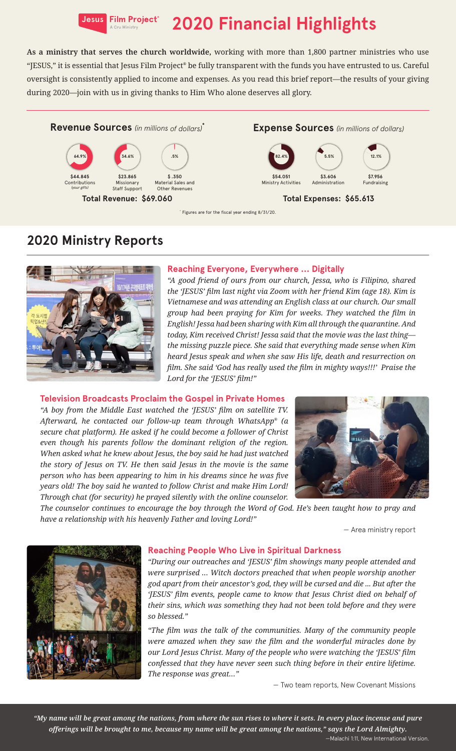# Jesus Film Project® A Cru Ministry — 2020 Financial Highlights

**As a ministry that serves the church worldwide,** working with more than 1,800 partner ministries who use "JESUS," it is essential that Jesus Film Project® be fully transparent with the funds you have entrusted to us. Careful oversight is consistently applied to income and expenses. As you read this brief report—the results of your giving during 2020—join with us in giving thanks to Him Who alone deserves all glory.

### Revenue Sources *(in millions of dollars)**

| Percentage | Amount | Source |
| --- | --- | --- |
| 64.9% | $44.845 | Contributions *(your gifts)* |
| 34.6% | $23.865 | Missionary Staff Support |
| .5% | $ .350 | Material Sales and Other Revenues |

**Total Revenue: $69.060**

### Expense Sources *(in millions of dollars)*

| Percentage | Amount | Source |
| --- | --- | --- |
| 82.4% | $54.051 | Ministry Activities |
| 5.5% | $3.606 | Administration |
| 12.1% | $7.956 | Fundraising |

**Total Expenses: $65.613**

* Figures are for the fiscal year ending 8/31/20.

## 2020 Ministry Reports

### Reaching Everyone, Everywhere … Digitally

*"A good friend of ours from our church, Jessa, who is Filipino, shared the 'JESUS' film last night via Zoom with her friend Kim (age 18). Kim is Vietnamese and was attending an English class at our church. Our small group had been praying for Kim for weeks. They watched the film in English! Jessa had been sharing with Kim all through the quarantine. And today, Kim received Christ! Jessa said that the movie was the last thing—the missing puzzle piece. She said that everything made sense when Kim heard Jesus speak and when she saw His life, death and resurrection on film. She said 'God has really used the film in mighty ways!!!' Praise the Lord for the 'JESUS' film!"*

### Television Broadcasts Proclaim the Gospel in Private Homes

*"A boy from the Middle East watched the 'JESUS' film on satellite TV. Afterward, he contacted our follow-up team through WhatsApp® (a secure chat platform). He asked if he could become a follower of Christ even though his parents follow the dominant religion of the region. When asked what he knew about Jesus, the boy said he had just watched the story of Jesus on TV. He then said Jesus in the movie is the same person who has been appearing to him in his dreams since he was five years old! The boy said he wanted to follow Christ and make Him Lord! Through chat (for security) he prayed silently with the online counselor. The counselor continues to encourage the boy through the Word of God. He's been taught how to pray and have a relationship with his heavenly Father and loving Lord!"*

— Area ministry report

### Reaching People Who Live in Spiritual Darkness

*"During our outreaches and 'JESUS' film showings many people attended and were surprised … Witch doctors preached that when people worship another god apart from their ancestor's god, they will be cursed and die … But after the 'JESUS' film events, people came to know that Jesus Christ died on behalf of their sins, which was something they had not been told before and they were so blessed."*

*"The film was the talk of the communities. Many of the community people were amazed when they saw the film and the wonderful miracles done by our Lord Jesus Christ. Many of the people who were watching the 'JESUS' film confessed that they have never seen such thing before in their entire lifetime. The response was great…"*

— Two team reports, New Covenant Missions

***"My name will be great among the nations, from where the sun rises to where it sets. In every place incense and pure offerings will be brought to me, because my name will be great among the nations," says the Lord Almighty.***

—Malachi 1:11, New International Version.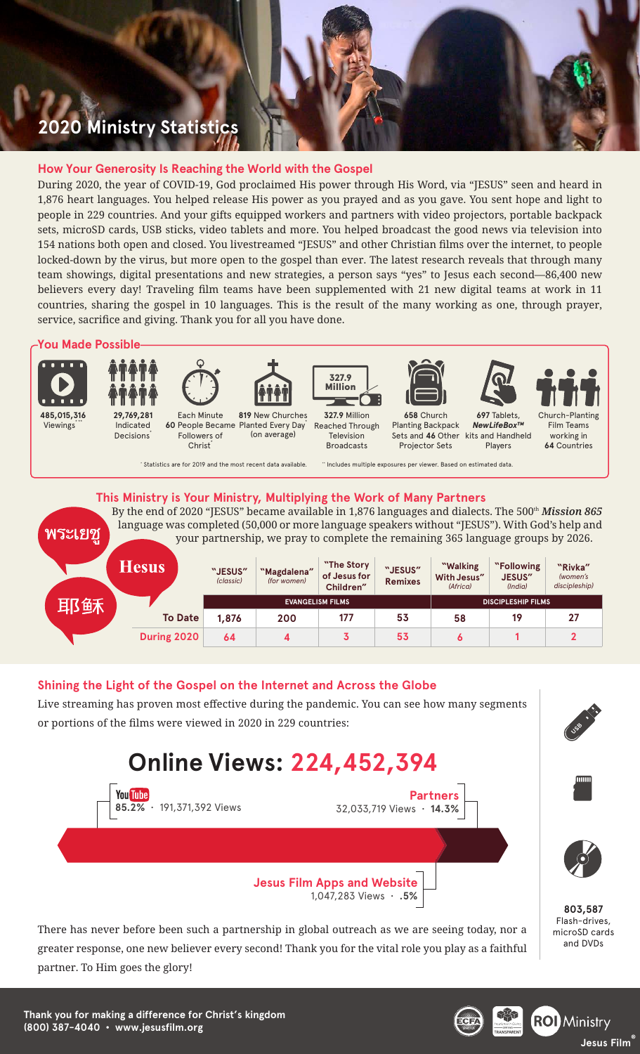# 2020 Ministry Statistics

## How Your Generosity Is Reaching the World with the Gospel

During 2020, the year of COVID-19, God proclaimed His power through His Word, via "JESUS" seen and heard in 1,876 heart languages. You helped release His power as you prayed and as you gave. You sent hope and light to people in 229 countries. And your gifts equipped workers and partners with video projectors, portable backpack sets, microSD cards, USB sticks, video tablets and more. You helped broadcast the good news via television into 154 nations both open and closed. You livestreamed "JESUS" and other Christian films over the internet, to people locked-down by the virus, but more open to the gospel than ever. The latest research reveals that through many team showings, digital presentations and new strategies, a person says "yes" to Jesus each second—86,400 new believers every day! Traveling film teams have been supplemented with 21 new digital teams at work in 11 countries, sharing the gospel in 10 languages. This is the result of the many working as one, through prayer, service, sacrifice and giving. Thank you for all you have done.

## You Made Possible

- **485,015,316** Viewings**
- **29,769,281** Indicated Decisions*
- Each Minute **60** People Became Followers of Christ*
- **819** New Churches Planted Every Day* (on average)
- **327.9** Million Reached Through Television Broadcasts
- **658** Church Planting Backpack Sets and **46** Other Projector Sets
- **697** Tablets, ***NewLifeBox™*** kits and Handheld Players
- Church-Planting Film Teams working in **64** Countries

* Statistics are for 2019 and the most recent data available.   ** Includes multiple exposures per viewer. Based on estimated data.

## This Ministry is Your Ministry, Multiplying the Work of Many Partners

By the end of 2020 "JESUS" became available in 1,876 languages and dialects. The 500th ***Mission 865*** language was completed (50,000 or more language speakers without "JESUS"). With God's help and your partnership, we pray to complete the remaining 365 language groups by 2026.

พระเยซู

Hesus

耶穌

| | "JESUS" *(classic)* | "Magdalena" *(for women)* | "The Story of Jesus for Children" | "JESUS" Remixes | "Walking With Jesus" *(Africa)* | "Following JESUS" *(India)* | "Rivka" *(women's discipleship)* |
|---|---|---|---|---|---|---|---|
| | EVANGELISM FILMS | | | | DISCIPLESHIP FILMS | | |
| **To Date** | 1,876 | 200 | 177 | 53 | 58 | 19 | 27 |
| **During 2020** | 64 | 4 | 3 | 53 | 6 | 1 | 2 |

## Shining the Light of the Gospel on the Internet and Across the Globe

Live streaming has proven most effective during the pandemic. You can see how many segments or portions of the films were viewed in 2020 in 229 countries:

# Online Views: 224,452,394

YouTube **85.2%** · 191,371,392 Views

**Partners** 32,033,719 Views · **14.3%**

**Jesus Film Apps and Website** 1,047,283 Views · **.5%**

**803,587** Flash-drives, microSD cards and DVDs

There has never before been such a partnership in global outreach as we are seeing today, nor a greater response, one new believer every second! Thank you for the vital role you play as a faithful partner. To Him goes the glory!

**Thank you for making a difference for Christ's kingdom**
**(800) 387-4040 · www.jesusfilm.org**

ROI Ministry

Jesus Film®